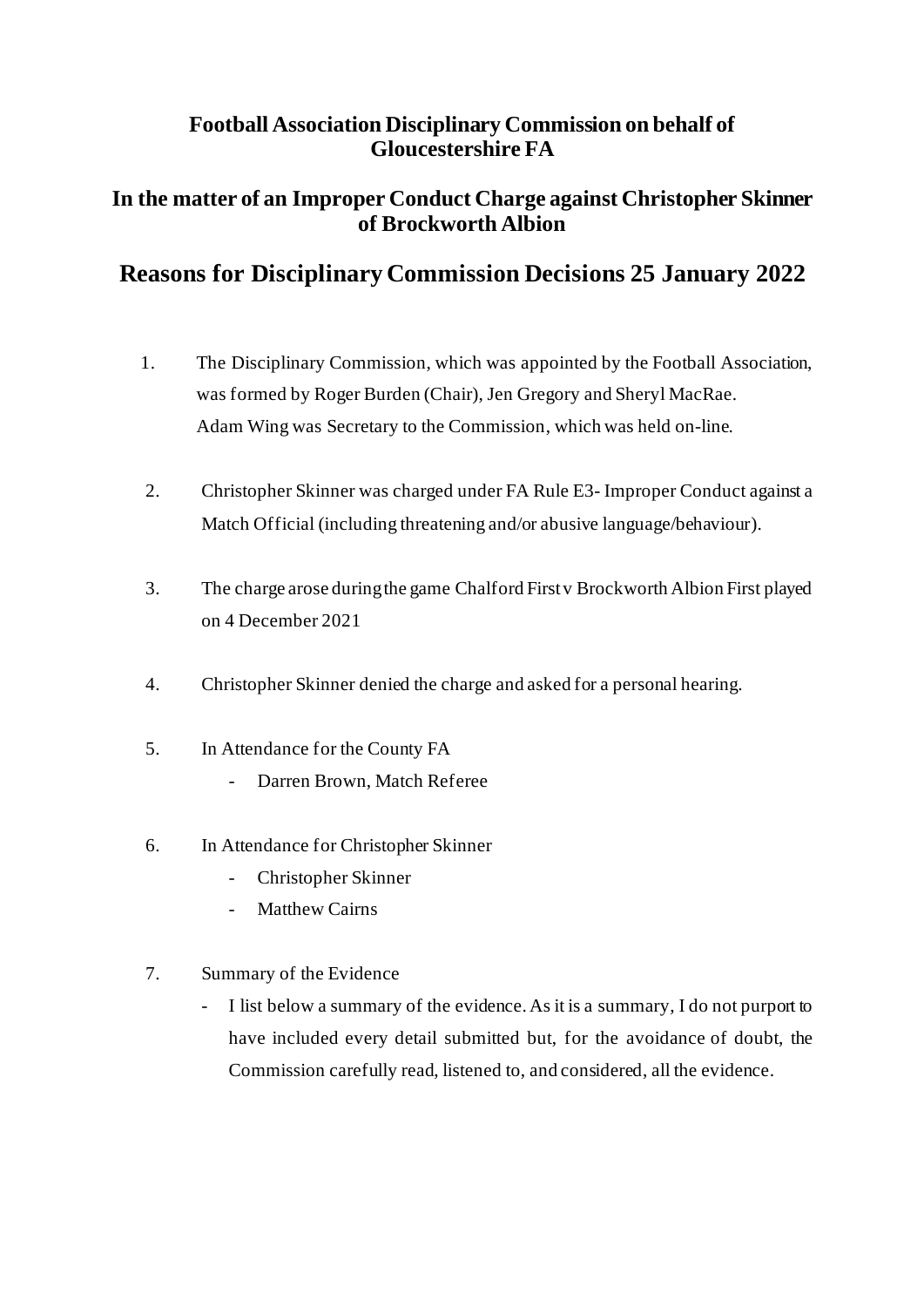# Football Association Disciplinary Commission on behalf of Gloucestershire FA

## In the matter of an Improper Conduct Charge against Christopher Skinner of Brockworth Albion

## Reasons for Disciplinary Commission Decisions 25 January 2022

1. The Disciplinary Commission, which was appointed by the Football Association, was formed by Roger Burden (Chair), Jen Gregory and Sheryl MacRae. Adam Wing was Secretary to the Commission, which was held on-line.

2. Christopher Skinner was charged under FA Rule E3- Improper Conduct against a Match Official (including threatening and/or abusive language/behaviour).

3. The charge arose during the game Chalford First v Brockworth Albion First played on 4 December 2021

4. Christopher Skinner denied the charge and asked for a personal hearing.

5. In Attendance for the County FA
   - Darren Brown, Match Referee

6. In Attendance for Christopher Skinner
   - Christopher Skinner
   - Matthew Cairns

7. Summary of the Evidence
   - I list below a summary of the evidence. As it is a summary, I do not purport to have included every detail submitted but, for the avoidance of doubt, the Commission carefully read, listened to, and considered, all the evidence.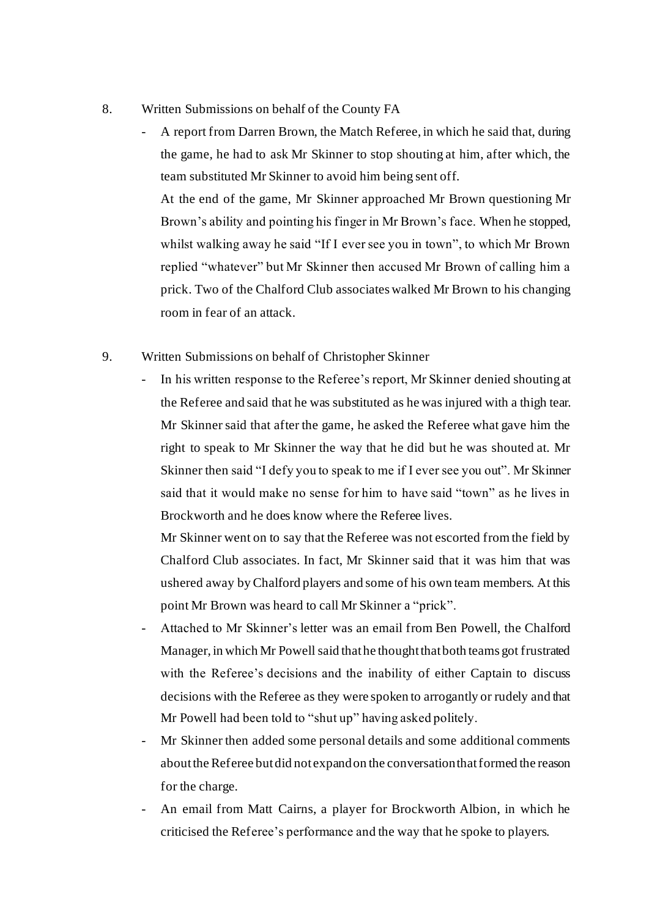8. Written Submissions on behalf of the County FA

   - A report from Darren Brown, the Match Referee, in which he said that, during the game, he had to ask Mr Skinner to stop shouting at him, after which, the team substituted Mr Skinner to avoid him being sent off.

     At the end of the game, Mr Skinner approached Mr Brown questioning Mr Brown's ability and pointing his finger in Mr Brown's face. When he stopped, whilst walking away he said "If I ever see you in town", to which Mr Brown replied "whatever" but Mr Skinner then accused Mr Brown of calling him a prick. Two of the Chalford Club associates walked Mr Brown to his changing room in fear of an attack.

9. Written Submissions on behalf of Christopher Skinner

   - In his written response to the Referee's report, Mr Skinner denied shouting at the Referee and said that he was substituted as he was injured with a thigh tear. Mr Skinner said that after the game, he asked the Referee what gave him the right to speak to Mr Skinner the way that he did but he was shouted at. Mr Skinner then said "I defy you to speak to me if I ever see you out". Mr Skinner said that it would make no sense for him to have said "town" as he lives in Brockworth and he does know where the Referee lives.

     Mr Skinner went on to say that the Referee was not escorted from the field by Chalford Club associates. In fact, Mr Skinner said that it was him that was ushered away by Chalford players and some of his own team members. At this point Mr Brown was heard to call Mr Skinner a "prick".

   - Attached to Mr Skinner's letter was an email from Ben Powell, the Chalford Manager, in which Mr Powell said that he thought that both teams got frustrated with the Referee's decisions and the inability of either Captain to discuss decisions with the Referee as they were spoken to arrogantly or rudely and that Mr Powell had been told to "shut up" having asked politely.

   - Mr Skinner then added some personal details and some additional comments about the Referee but did not expand on the conversation that formed the reason for the charge.

   - An email from Matt Cairns, a player for Brockworth Albion, in which he criticised the Referee's performance and the way that he spoke to players.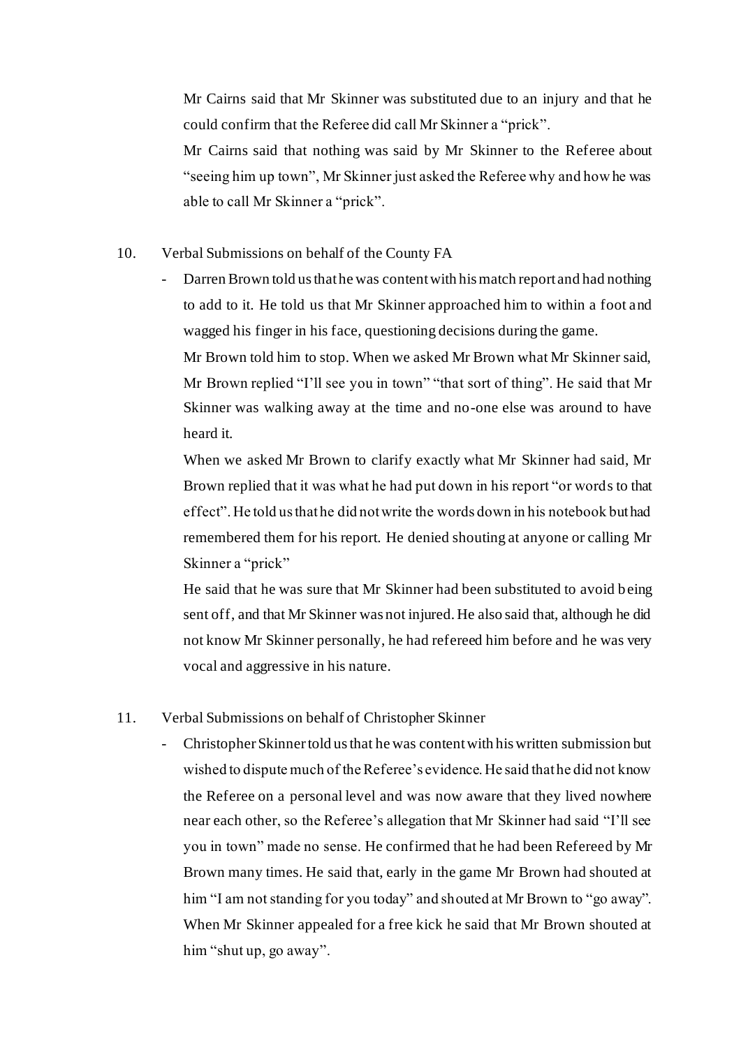Mr Cairns said that Mr Skinner was substituted due to an injury and that he could confirm that the Referee did call Mr Skinner a "prick".

Mr Cairns said that nothing was said by Mr Skinner to the Referee about "seeing him up town", Mr Skinner just asked the Referee why and how he was able to call Mr Skinner a "prick".

10. Verbal Submissions on behalf of the County FA

- Darren Brown told us that he was content with his match report and had nothing to add to it. He told us that Mr Skinner approached him to within a foot and wagged his finger in his face, questioning decisions during the game.

  Mr Brown told him to stop. When we asked Mr Brown what Mr Skinner said, Mr Brown replied "I'll see you in town" "that sort of thing". He said that Mr Skinner was walking away at the time and no-one else was around to have heard it.

  When we asked Mr Brown to clarify exactly what Mr Skinner had said, Mr Brown replied that it was what he had put down in his report "or words to that effect". He told us that he did not write the words down in his notebook but had remembered them for his report. He denied shouting at anyone or calling Mr Skinner a "prick"

  He said that he was sure that Mr Skinner had been substituted to avoid being sent off, and that Mr Skinner was not injured. He also said that, although he did not know Mr Skinner personally, he had refereed him before and he was very vocal and aggressive in his nature.

11. Verbal Submissions on behalf of Christopher Skinner

- Christopher Skinner told us that he was content with his written submission but wished to dispute much of the Referee's evidence. He said that he did not know the Referee on a personal level and was now aware that they lived nowhere near each other, so the Referee's allegation that Mr Skinner had said "I'll see you in town" made no sense. He confirmed that he had been Refereed by Mr Brown many times. He said that, early in the game Mr Brown had shouted at him "I am not standing for you today" and shouted at Mr Brown to "go away". When Mr Skinner appealed for a free kick he said that Mr Brown shouted at him "shut up, go away".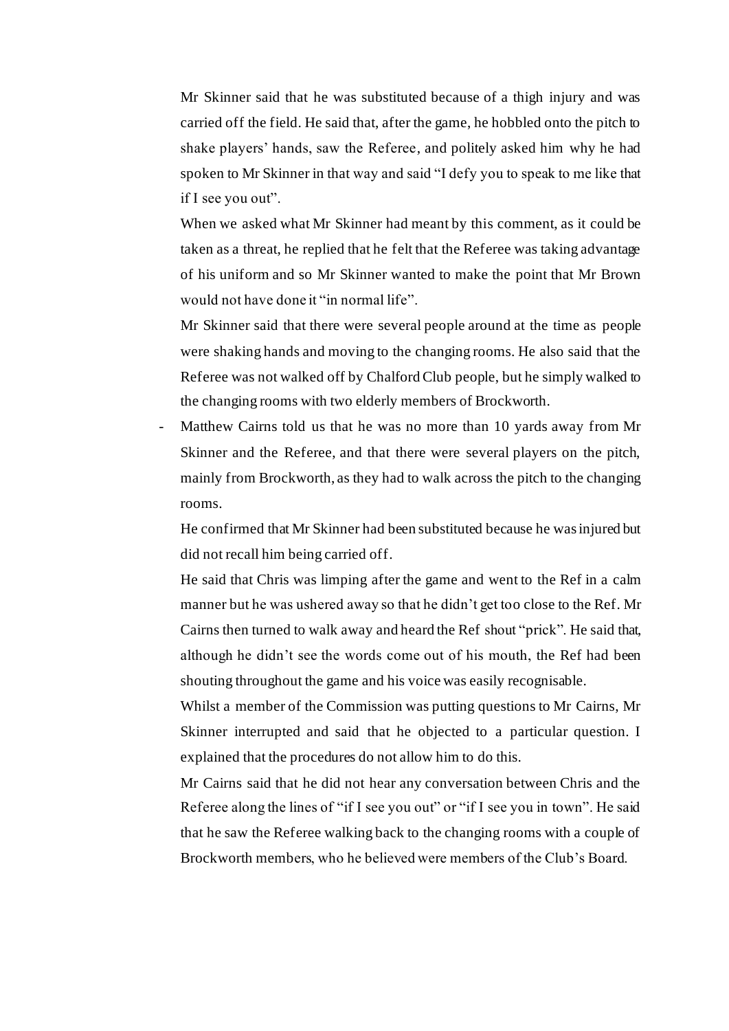Mr Skinner said that he was substituted because of a thigh injury and was carried off the field. He said that, after the game, he hobbled onto the pitch to shake players' hands, saw the Referee, and politely asked him why he had spoken to Mr Skinner in that way and said "I defy you to speak to me like that if I see you out".

When we asked what Mr Skinner had meant by this comment, as it could be taken as a threat, he replied that he felt that the Referee was taking advantage of his uniform and so Mr Skinner wanted to make the point that Mr Brown would not have done it "in normal life".

Mr Skinner said that there were several people around at the time as people were shaking hands and moving to the changing rooms. He also said that the Referee was not walked off by Chalford Club people, but he simply walked to the changing rooms with two elderly members of Brockworth.

- Matthew Cairns told us that he was no more than 10 yards away from Mr Skinner and the Referee, and that there were several players on the pitch, mainly from Brockworth, as they had to walk across the pitch to the changing rooms.

  He confirmed that Mr Skinner had been substituted because he was injured but did not recall him being carried off.

  He said that Chris was limping after the game and went to the Ref in a calm manner but he was ushered away so that he didn't get too close to the Ref. Mr Cairns then turned to walk away and heard the Ref shout "prick". He said that, although he didn't see the words come out of his mouth, the Ref had been shouting throughout the game and his voice was easily recognisable.

  Whilst a member of the Commission was putting questions to Mr Cairns, Mr Skinner interrupted and said that he objected to a particular question. I explained that the procedures do not allow him to do this.

  Mr Cairns said that he did not hear any conversation between Chris and the Referee along the lines of "if I see you out" or "if I see you in town". He said that he saw the Referee walking back to the changing rooms with a couple of Brockworth members, who he believed were members of the Club's Board.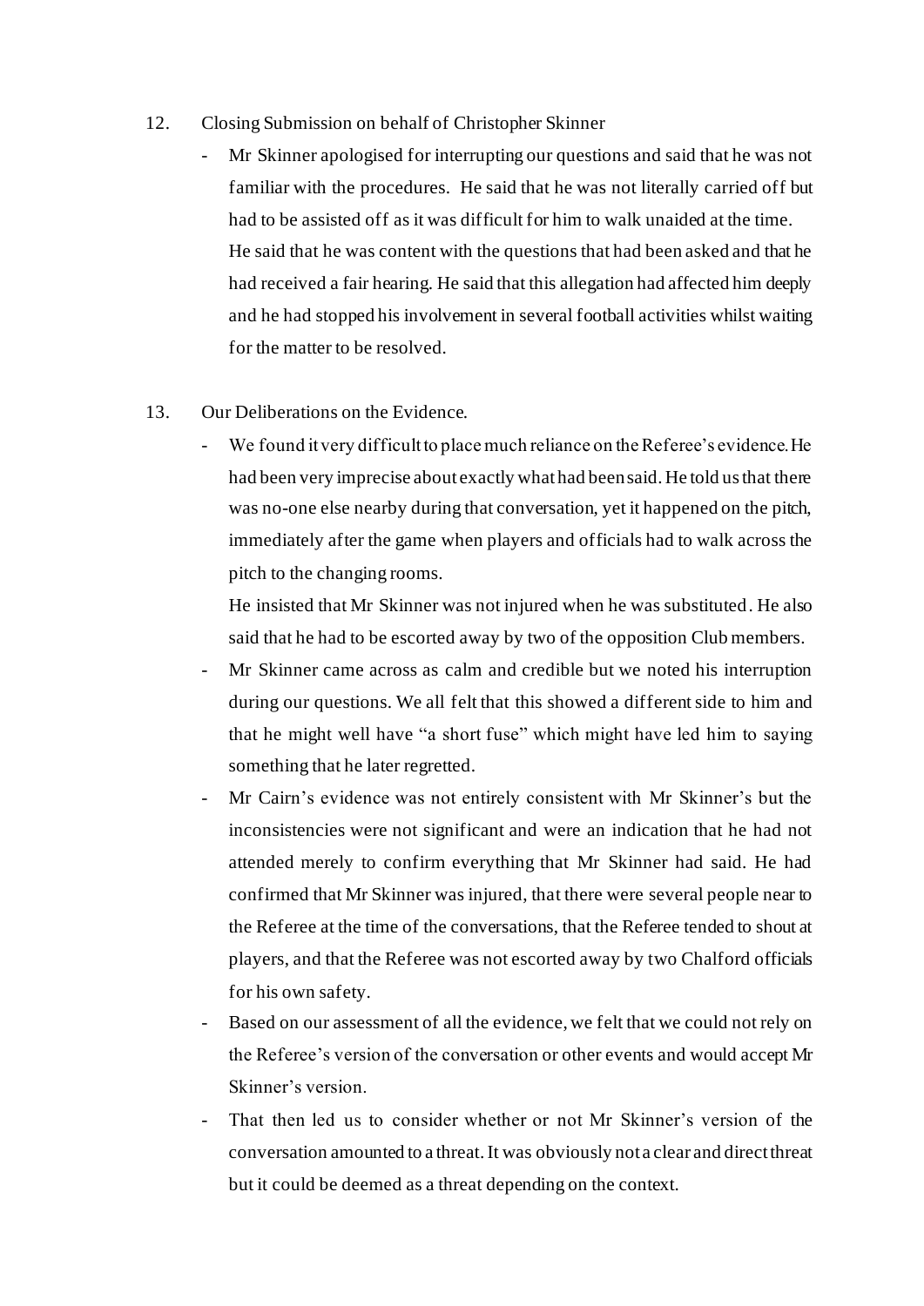12. Closing Submission on behalf of Christopher Skinner

    - Mr Skinner apologised for interrupting our questions and said that he was not familiar with the procedures. He said that he was not literally carried off but had to be assisted off as it was difficult for him to walk unaided at the time. He said that he was content with the questions that had been asked and that he had received a fair hearing. He said that this allegation had affected him deeply and he had stopped his involvement in several football activities whilst waiting for the matter to be resolved.

13. Our Deliberations on the Evidence.

    - We found it very difficult to place much reliance on the Referee's evidence. He had been very imprecise about exactly what had been said. He told us that there was no-one else nearby during that conversation, yet it happened on the pitch, immediately after the game when players and officials had to walk across the pitch to the changing rooms.

      He insisted that Mr Skinner was not injured when he was substituted. He also said that he had to be escorted away by two of the opposition Club members.
    - Mr Skinner came across as calm and credible but we noted his interruption during our questions. We all felt that this showed a different side to him and that he might well have "a short fuse" which might have led him to saying something that he later regretted.
    - Mr Cairn's evidence was not entirely consistent with Mr Skinner's but the inconsistencies were not significant and were an indication that he had not attended merely to confirm everything that Mr Skinner had said. He had confirmed that Mr Skinner was injured, that there were several people near to the Referee at the time of the conversations, that the Referee tended to shout at players, and that the Referee was not escorted away by two Chalford officials for his own safety.
    - Based on our assessment of all the evidence, we felt that we could not rely on the Referee's version of the conversation or other events and would accept Mr Skinner's version.
    - That then led us to consider whether or not Mr Skinner's version of the conversation amounted to a threat. It was obviously not a clear and direct threat but it could be deemed as a threat depending on the context.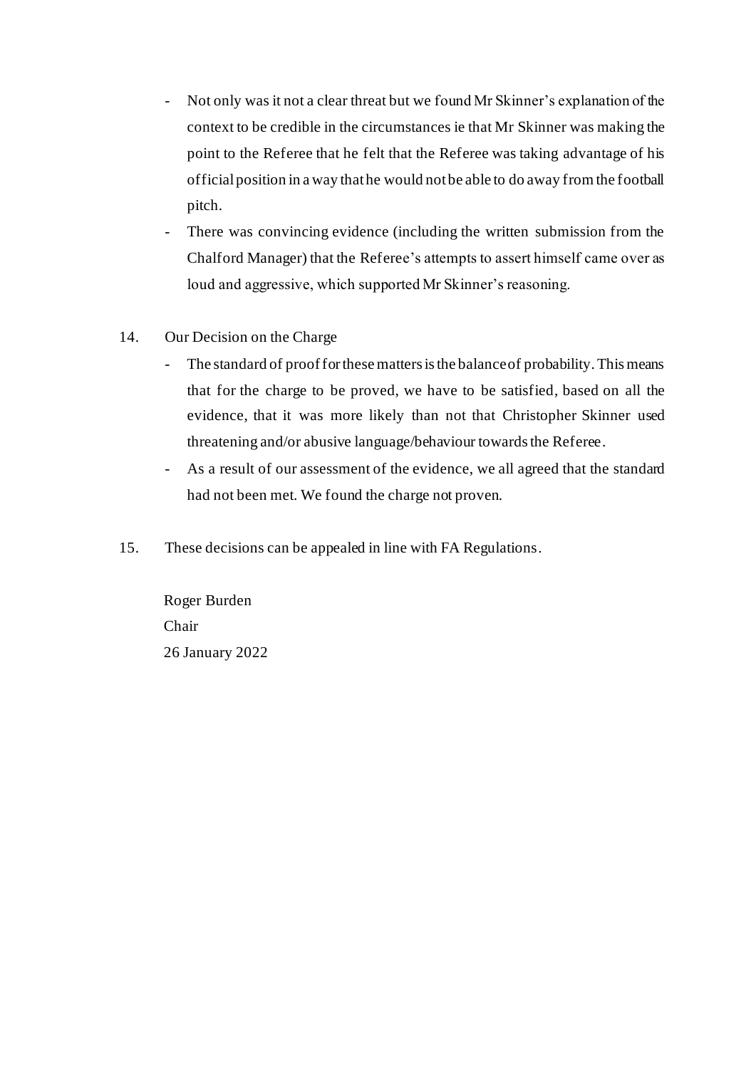- Not only was it not a clear threat but we found Mr Skinner's explanation of the context to be credible in the circumstances ie that Mr Skinner was making the point to the Referee that he felt that the Referee was taking advantage of his official position in a way that he would not be able to do away from the football pitch.
- There was convincing evidence (including the written submission from the Chalford Manager) that the Referee's attempts to assert himself came over as loud and aggressive, which supported Mr Skinner's reasoning.

14. Our Decision on the Charge
    - The standard of proof for these matters is the balance of probability. This means that for the charge to be proved, we have to be satisfied, based on all the evidence, that it was more likely than not that Christopher Skinner used threatening and/or abusive language/behaviour towards the Referee.
    - As a result of our assessment of the evidence, we all agreed that the standard had not been met. We found the charge not proven.

15. These decisions can be appealed in line with FA Regulations.

Roger Burden
Chair
26 January 2022